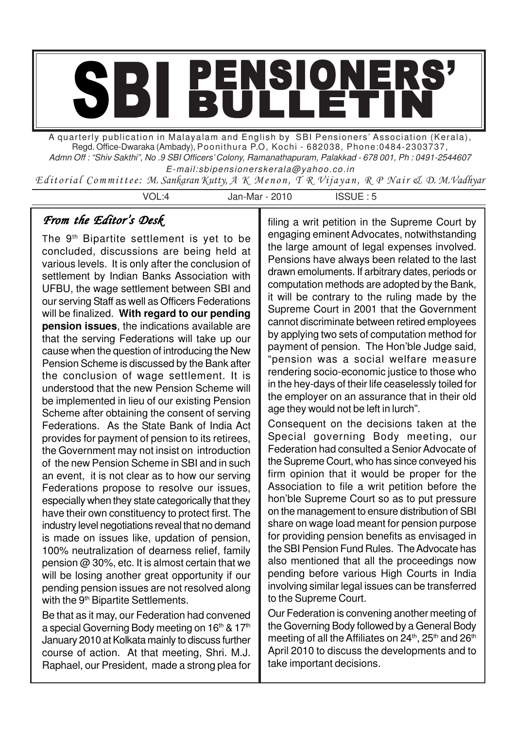# SBI PENSIONERS' BULLETIN

A quarterly publication in Malayalam and English by SBI Pensioners' Association (Kerala), Regd. Office-Dwaraka (Ambady), Poonithura P.O, Kochi - 682038, Phone:0484-2303737,

*Admn Off : "Shiv Sakthi", No .9 SBI Officers' Colony, Ramanathapuram, Palakkad - 678 001, Ph : 0491-2544607*

*E-mail:sbipensionerskerala@yahoo.co.in*

*Editorial Committee: M. Sankaran Kutty, A K Menon, T R Vijayan, R P Nair & D. M.Vadhyar*

VOL:4 Jan-Mar - 2010 ISSUE : 5

## *From the Editor's Desk*

The 9th Bipartite settlement is yet to be concluded, discussions are being held at various levels. It is only after the conclusion of settlement by Indian Banks Association with UFBU, the wage settlement between SBI and our serving Staff as well as Officers Federations will be finalized. **With regard to our pending pension issues**, the indications available are that the serving Federations will take up our cause when the question of introducing the New Pension Scheme is discussed by the Bank after the conclusion of wage settlement. It is understood that the new Pension Scheme will be implemented in lieu of our existing Pension Scheme after obtaining the consent of serving Federations. As the State Bank of India Act provides for payment of pension to its retirees, the Government may not insist on introduction of the new Pension Scheme in SBI and in such an event, it is not clear as to how our serving Federations propose to resolve our issues, especially when they state categorically that they have their own constituency to protect first. The industry level negotiations reveal that no demand is made on issues like, updation of pension, 100% neutralization of dearness relief, family pension @ 30%, etc. It is almost certain that we will be losing another great opportunity if our pending pension issues are not resolved along with the 9th Bipartite Settlements.

Be that as it may, our Federation had convened a special Governing Body meeting on 16th & 17th January 2010 at Kolkata mainly to discuss further course of action. At that meeting, Shri. M.J. Raphael, our President, made a strong plea for filing a writ petition in the Supreme Court by engaging eminent Advocates, notwithstanding the large amount of legal expenses involved. Pensions have always been related to the last drawn emoluments. If arbitrary dates, periods or computation methods are adopted by the Bank, it will be contrary to the ruling made by the Supreme Court in 2001 that the Government cannot discriminate between retired employees by applying two sets of computation method for payment of pension. The Hon'ble Judge said, "pension was a social welfare measure rendering socio-economic justice to those who in the hey-days of their life ceaselessly toiled for the employer on an assurance that in their old age they would not be left in lurch".

Consequent on the decisions taken at the Special governing Body meeting, our Federation had consulted a Senior Advocate of the Supreme Court, who has since conveyed his firm opinion that it would be proper for the Association to file a writ petition before the hon'ble Supreme Court so as to put pressure on the management to ensure distribution of SBI share on wage load meant for pension purpose for providing pension benefits as envisaged in the SBI Pension Fund Rules. The Advocate has also mentioned that all the proceedings now pending before various High Courts in India involving similar legal issues can be transferred to the Supreme Court.

Our Federation is convening another meeting of the Governing Body followed by a General Body meeting of all the Affiliates on 24th, 25th and 26th April 2010 to discuss the developments and to take important decisions.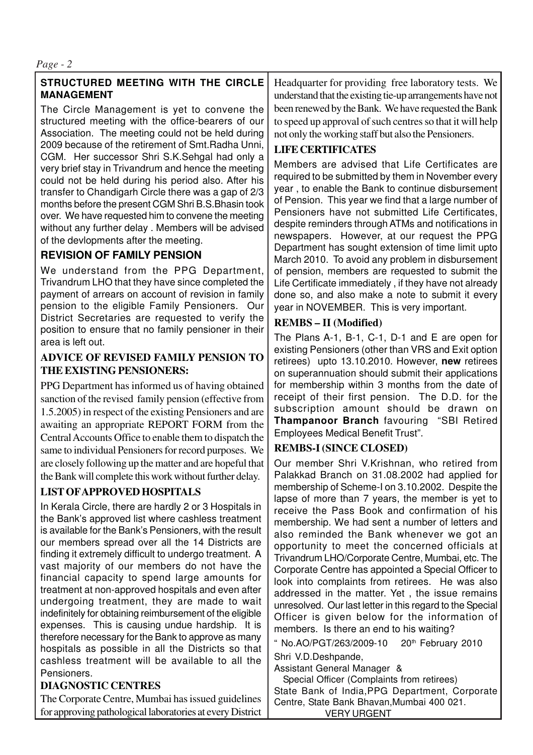## STRUCTURED MEETING WITH THE CIRCLE MANAGEMENT

The Circle Management is yet to convene the structured meeting with the office-bearers of our Association. The meeting could not be held during 2009 because of the retirement of Smt.Radha Unni, CGM. Her successor Shri S.K.Sehgal had only a very brief stay in Trivandrum and hence the meeting could not be held during his period also. After his transfer to Chandigarh Circle there was a gap of 2/3 months before the present CGM Shri B.S.Bhasin took over. We have requested him to convene the meeting without any further delay . Members will be advised of the devlopments after the meeting.

## REVISION OF FAMILY PENSION

We understand from the PPG Department, Trivandrum LHO that they have since completed the payment of arrears on account of revision in family pension to the eligible Family Pensioners. Our District Secretaries are requested to verify the position to ensure that no family pensioner in their area is left out.

## ADVICE OF REVISED FAMILY PENSION TO THE EXISTING PENSIONERS:

PPG Department has informed us of having obtained sanction of the revised family pension (effective from 1.5.2005) in respect of the existing Pensioners and are awaiting an appropriate REPORT FORM from the Central Accounts Office to enable them to dispatch the same to individual Pensioners for record purposes. We are closely following up the matter and are hopeful that the Bank will complete this work without further delay.

## LIST OF APPROVED HOSPITALS

In Kerala Circle, there are hardly 2 or 3 Hospitals in the Bank's approved list where cashless treatment is available for the Bank's Pensioners, with the result our members spread over all the 14 Districts are finding it extremely difficult to undergo treatment. A vast majority of our members do not have the financial capacity to spend large amounts for treatment at non-approved hospitals and even after undergoing treatment, they are made to wait indefinitely for obtaining reimbursement of the eligible expenses. This is causing undue hardship. It is therefore necessary for the Bank to approve as many hospitals as possible in all the Districts so that cashless treatment will be available to all the Pensioners.

## DIAGNOSTIC CENTRES

The Corporate Centre, Mumbai has issued guidelines for approving pathological laboratories at every District Headquarter for providing free laboratory tests. We understand that the existing tie-up arrangements have not been renewed by the Bank. We have requested the Bank to speed up approval of such centres so that it will help not only the working staff but also the Pensioners.

## LIFE CERTIFICATES

Members are advised that Life Certificates are required to be submitted by them in November every year , to enable the Bank to continue disbursement of Pension. This year we find that a large number of Pensioners have not submitted Life Certificates, despite reminders through ATMs and notifications in newspapers. However, at our request the PPG Department has sought extension of time limit upto March 2010. To avoid any problem in disbursement of pension, members are requested to submit the Life Certificate immediately , if they have not already done so, and also make a note to submit it every year in NOVEMBER. This is very important.

## REMBS – II (Modified)

The Plans A-1, B-1, C-1, D-1 and E are open for existing Pensioners (other than VRS and Exit option retirees) upto 13.10.2010. However, **new** retirees on superannuation should submit their applications for membership within 3 months from the date of receipt of their first pension. The D.D. for the subscription amount should be drawn on **Thampanoor Branch** favouring "SBI Retired Employees Medical Benefit Trust".

## REMBS-I (SINCE CLOSED)

Our member Shri V.Krishnan, who retired from Palakkad Branch on 31.08.2002 had applied for membership of Scheme-I on 3.10.2002. Despite the lapse of more than 7 years, the member is yet to receive the Pass Book and confirmation of his membership. We had sent a number of letters and also reminded the Bank whenever we got an opportunity to meet the concerned officials at Trivandrum LHO/Corporate Centre, Mumbai, etc. The Corporate Centre has appointed a Special Officer to look into complaints from retirees. He was also addressed in the matter. Yet , the issue remains unresolved. Our last letter in this regard to the Special Officer is given below for the information of members. Is there an end to his waiting?

" No.AO/PGT/263/2009-10 20th February 2010

Shri V.D.Deshpande,
Assistant General Manager &
Special Officer (Complaints from retirees)
State Bank of India,PPG Department, Corporate Centre, State Bank Bhavan,Mumbai 400 021.

VERY URGENT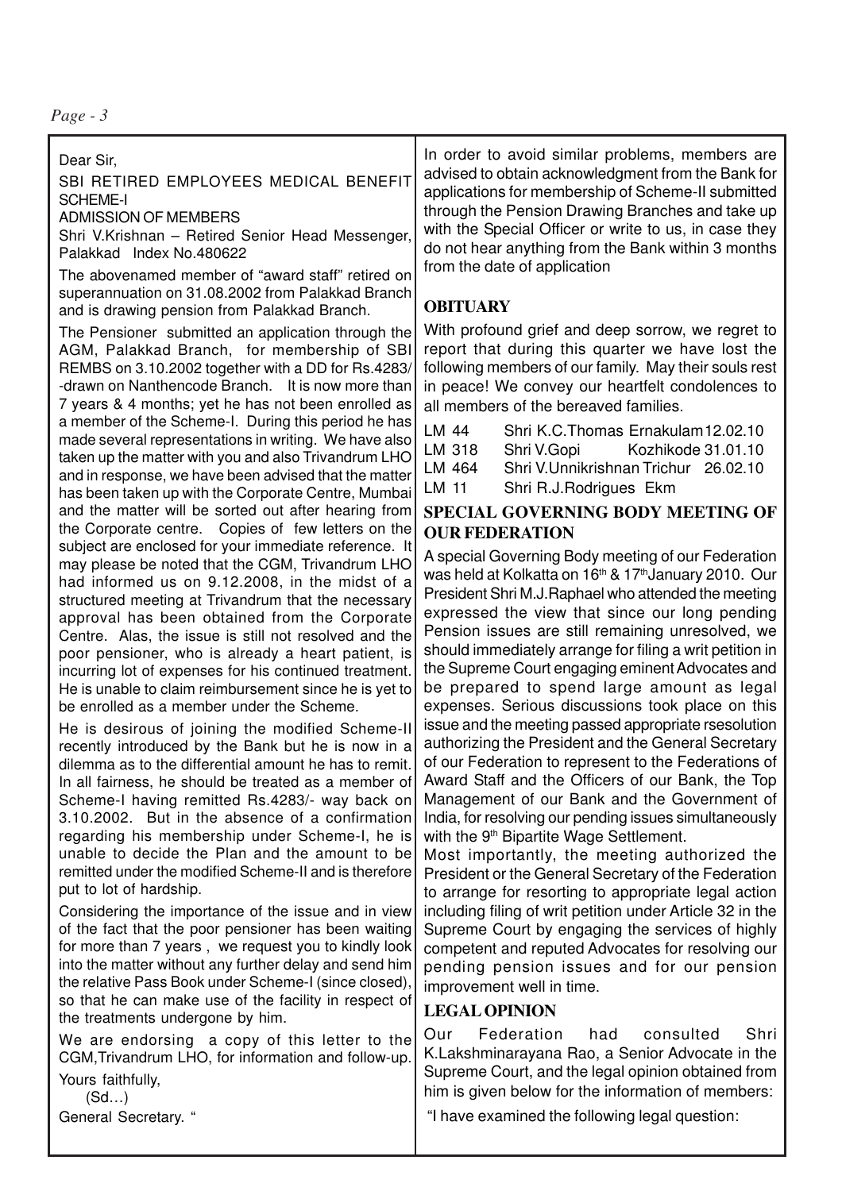Dear Sir,

SBI RETIRED EMPLOYEES MEDICAL BENEFIT SCHEME-I

ADMISSION OF MEMBERS

Shri V.Krishnan – Retired Senior Head Messenger, Palakkad Index No.480622

The abovenamed member of "award staff" retired on superannuation on 31.08.2002 from Palakkad Branch and is drawing pension from Palakkad Branch.

The Pensioner submitted an application through the AGM, Palakkad Branch, for membership of SBI REMBS on 3.10.2002 together with a DD for Rs.4283/-drawn on Nanthencode Branch. It is now more than 7 years & 4 months; yet he has not been enrolled as a member of the Scheme-I. During this period he has made several representations in writing. We have also taken up the matter with you and also Trivandrum LHO and in response, we have been advised that the matter has been taken up with the Corporate Centre, Mumbai and the matter will be sorted out after hearing from the Corporate centre. Copies of few letters on the subject are enclosed for your immediate reference. It may please be noted that the CGM, Trivandrum LHO had informed us on 9.12.2008, in the midst of a structured meeting at Trivandrum that the necessary approval has been obtained from the Corporate Centre. Alas, the issue is still not resolved and the poor pensioner, who is already a heart patient, is incurring lot of expenses for his continued treatment. He is unable to claim reimbursement since he is yet to be enrolled as a member under the Scheme.

He is desirous of joining the modified Scheme-II recently introduced by the Bank but he is now in a dilemma as to the differential amount he has to remit. In all fairness, he should be treated as a member of Scheme-I having remitted Rs.4283/- way back on 3.10.2002. But in the absence of a confirmation regarding his membership under Scheme-I, he is unable to decide the Plan and the amount to be remitted under the modified Scheme-II and is therefore put to lot of hardship.

Considering the importance of the issue and in view of the fact that the poor pensioner has been waiting for more than 7 years , we request you to kindly look into the matter without any further delay and send him the relative Pass Book under Scheme-I (since closed), so that he can make use of the facility in respect of the treatments undergone by him.

We are endorsing a copy of this letter to the CGM,Trivandrum LHO, for information and follow-up.

Yours faithfully,

(Sd…)

General Secretary. "

In order to avoid similar problems, members are advised to obtain acknowledgment from the Bank for applications for membership of Scheme-II submitted through the Pension Drawing Branches and take up with the Special Officer or write to us, in case they do not hear anything from the Bank within 3 months from the date of application

## OBITUARY

With profound grief and deep sorrow, we regret to report that during this quarter we have lost the following members of our family. May their souls rest in peace! We convey our heartfelt condolences to all members of the bereaved families.

| | | | |
|---|---|---|---|
| LM 44 | Shri K.C.Thomas | Ernakulam | 12.02.10 |
| LM 318 | Shri V.Gopi | Kozhikode | 31.01.10 |
| LM 464 | Shri V.Unnikrishnan | Trichur | 26.02.10 |
| LM 11 | Shri R.J.Rodrigues | Ekm | |

## SPECIAL GOVERNING BODY MEETING OF OUR FEDERATION

A special Governing Body meeting of our Federation was held at Kolkatta on 16th & 17th January 2010. Our President Shri M.J.Raphael who attended the meeting expressed the view that since our long pending Pension issues are still remaining unresolved, we should immediately arrange for filing a writ petition in the Supreme Court engaging eminent Advocates and be prepared to spend large amount as legal expenses. Serious discussions took place on this issue and the meeting passed appropriate rsesolution authorizing the President and the General Secretary of our Federation to represent to the Federations of Award Staff and the Officers of our Bank, the Top Management of our Bank and the Government of India, for resolving our pending issues simultaneously with the 9th Bipartite Wage Settlement.

Most importantly, the meeting authorized the President or the General Secretary of the Federation to arrange for resorting to appropriate legal action including filing of writ petition under Article 32 in the Supreme Court by engaging the services of highly competent and reputed Advocates for resolving our pending pension issues and for our pension improvement well in time.

## LEGAL OPINION

Our Federation had consulted Shri K.Lakshminarayana Rao, a Senior Advocate in the Supreme Court, and the legal opinion obtained from him is given below for the information of members:

"I have examined the following legal question: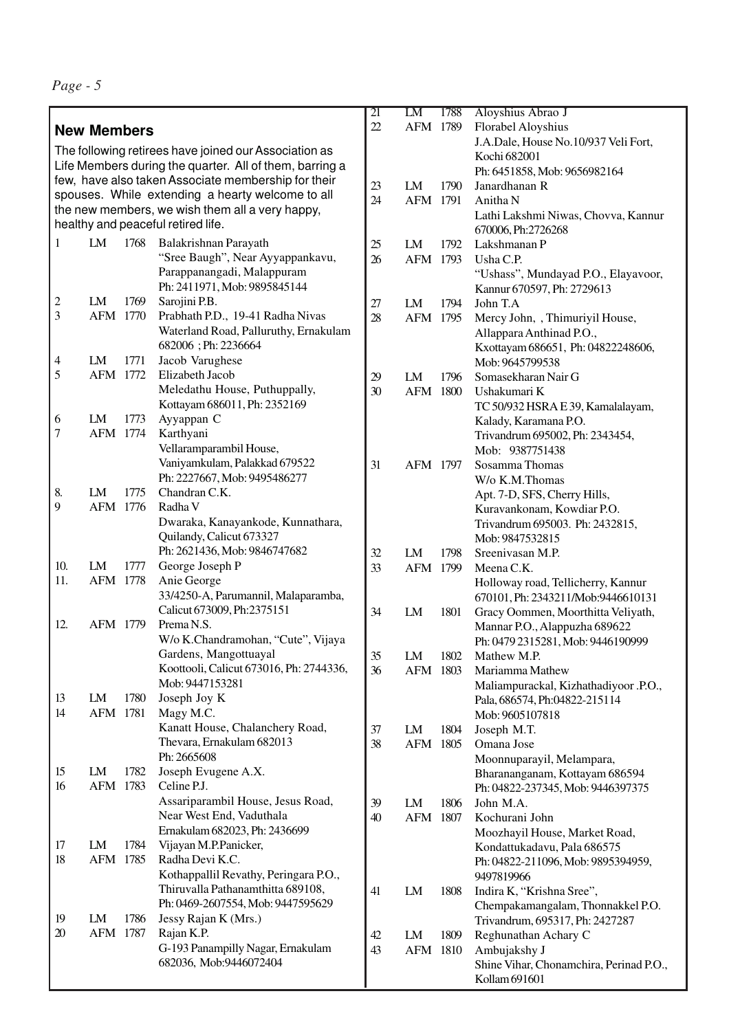## New Members

The following retirees have joined our Association as Life Members during the quarter. All of them, barring a few, have also taken Associate membership for their spouses. While extending a hearty welcome to all the new members, we wish them all a very happy, healthy and peaceful retired life.

| | | | |
|---|---|---|---|
| 1 | LM | 1768 | Balakrishnan Parayath<br>"Sree Baugh", Near Ayyappankavu, Parappanangadi, Malappuram<br>Ph: 2411971, Mob: 9895845144 |
| 2 | LM | 1769 | Sarojini P.B. |
| 3 | AFM | 1770 | Prabhath P.D., 19-41 Radha Nivas<br>Waterland Road, Palluruthy, Ernakulam 682006 ; Ph: 2236664 |
| 4 | LM | 1771 | Jacob Varughese |
| 5 | AFM | 1772 | Elizabeth Jacob<br>Meledathu House, Puthuppally, Kottayam 686011, Ph: 2352169 |
| 6 | LM | 1773 | Ayyappan C |
| 7 | AFM | 1774 | Karthyani<br>Vellaramparambil House, Vaniyamkulam, Palakkad 679522<br>Ph: 2227667, Mob: 9495486277 |
| 8. | LM | 1775 | Chandran C.K. |
| 9 | AFM | 1776 | Radha V<br>Dwaraka, Kanayankode, Kunnathara, Quilandy, Calicut 673327<br>Ph: 2621436, Mob: 9846747682 |
| 10. | LM | 1777 | George Joseph P |
| 11. | AFM | 1778 | Anie George<br>33/4250-A, Parumannil, Malaparamba, Calicut 673009, Ph:2375151 |
| 12. | AFM | 1779 | Prema N.S.<br>W/o K.Chandramohan, "Cute", Vijaya Gardens, Mangottuayal<br>Koottooli, Calicut 673016, Ph: 2744336, Mob: 9447153281 |
| 13 | LM | 1780 | Joseph Joy K |
| 14 | AFM | 1781 | Magy M.C.<br>Kanatt House, Chalanchery Road, Thevara, Ernakulam 682013<br>Ph: 2665608 |
| 15 | LM | 1782 | Joseph Evugene A.X. |
| 16 | AFM | 1783 | Celine P.J.<br>Assariparambil House, Jesus Road, Near West End, Vaduthala<br>Ernakulam 682023, Ph: 2436699 |
| 17 | LM | 1784 | Vijayan M.P.Panicker, |
| 18 | AFM | 1785 | Radha Devi K.C.<br>Kothappallil Revathy, Peringara P.O., Thiruvalla Pathanamthitta 689108,<br>Ph: 0469-2607554, Mob: 9447595629 |
| 19 | LM | 1786 | Jessy Rajan K (Mrs.) |
| 20 | AFM | 1787 | Rajan K.P.<br>G-193 Panampilly Nagar, Ernakulam 682036, Mob:9446072404 |
| 21 | LM | 1788 | Aloyshius Abrao J |
| 22 | AFM | 1789 | Florabel Aloyshius<br>J.A.Dale, House No.10/937 Veli Fort, Kochi 682001<br>Ph: 6451858, Mob: 9656982164 |
| 23 | LM | 1790 | Janardhanan R |
| 24 | AFM | 1791 | Anitha N<br>Lathi Lakshmi Niwas, Chovva, Kannur 670006, Ph:2726268 |
| 25 | LM | 1792 | Lakshmanan P |
| 26 | AFM | 1793 | Usha C.P.<br>"Ushass", Mundayad P.O., Elayavoor, Kannur 670597, Ph: 2729613 |
| 27 | LM | 1794 | John T.A |
| 28 | AFM | 1795 | Mercy John, , Thimuriyil House, Allappara Anthinad P.O., Kxottayam 686651, Ph: 04822248606, Mob: 9645799538 |
| 29 | LM | 1796 | Somasekharan Nair G |
| 30 | AFM | 1800 | Ushakumari K<br>TC 50/932 HSRA E 39, Kamalalayam, Kalady, Karamana P.O.<br>Trivandrum 695002, Ph: 2343454, Mob: 9387751438 |
| 31 | AFM | 1797 | Sosamma Thomas<br>W/o K.M.Thomas<br>Apt. 7-D, SFS, Cherry Hills, Kuravankonam, Kowdiar P.O.<br>Trivandrum 695003. Ph: 2432815, Mob: 9847532815 |
| 32 | LM | 1798 | Sreenivasan M.P. |
| 33 | AFM | 1799 | Meena C.K.<br>Holloway road, Tellicherry, Kannur 670101, Ph: 2343211/Mob:9446610131 |
| 34 | LM | 1801 | Gracy Oommen, Moorthitta Veliyath, Mannar P.O., Alappuzha 689622<br>Ph: 0479 2315281, Mob: 9446190999 |
| 35 | LM | 1802 | Mathew M.P. |
| 36 | AFM | 1803 | Mariamma Mathew<br>Maliampurackal, Kizhathadiyoor .P.O., Pala, 686574, Ph:04822-215114<br>Mob: 9605107818 |
| 37 | LM | 1804 | Joseph M.T. |
| 38 | AFM | 1805 | Omana Jose<br>Moonnuparayil, Melampara, Bharananganam, Kottayam 686594<br>Ph: 04822-237345, Mob: 9446397375 |
| 39 | LM | 1806 | John M.A. |
| 40 | AFM | 1807 | Kochurani John<br>Moozhayil House, Market Road, Kondattukadavu, Pala 686575<br>Ph: 04822-211096, Mob: 9895394959, 9497819966 |
| 41 | LM | 1808 | Indira K, "Krishna Sree", Chempakamangalam, Thonnakkel P.O.<br>Trivandrum, 695317, Ph: 2427287 |
| 42 | LM | 1809 | Reghunathan Achary C |
| 43 | AFM | 1810 | Ambujakshy J<br>Shine Vihar, Chonamchira, Perinad P.O., Kollam 691601 |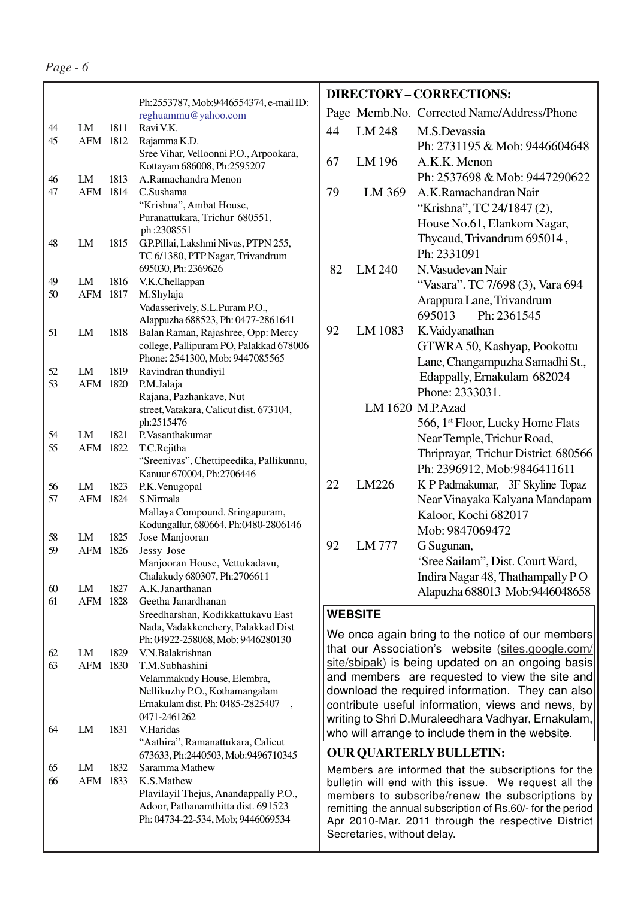| | | | |
|---|---|---|---|
| | | | Ph:2553787, Mob:9446554374, e-mail ID: reghuammu@yahoo.com |
| 44 | LM | 1811 | Ravi V.K. |
| 45 | AFM | 1812 | Rajamma K.D. Sree Vihar, Velloonni P.O., Arpookara, Kottayam 686008, Ph:2595207 |
| 46 | LM | 1813 | A.Ramachandra Menon |
| 47 | AFM | 1814 | C.Sushama "Krishna", Ambat House, Puranattukara, Trichur 680551, ph :2308551 |
| 48 | LM | 1815 | G.P.Pillai, Lakshmi Nivas, PTPN 255, TC 6/1380, PTP Nagar, Trivandrum 695030, Ph: 2369626 |
| 49 | LM | 1816 | V.K.Chellappan |
| 50 | AFM | 1817 | M.Shylaja Vadasserively, S.L.Puram P.O., Alappuzha 688523, Ph: 0477-2861641 |
| 51 | LM | 1818 | Balan Raman, Rajashree, Opp: Mercy college, Pallipuram PO, Palakkad 678006 Phone: 2541300, Mob: 9447085565 |
| 52 | LM | 1819 | Ravindran thundiyil |
| 53 | AFM | 1820 | P.M.Jalaja Rajana, Pazhankave, Nut street, Vatakara, Calicut dist. 673104, ph:2515476 |
| 54 | LM | 1821 | P.Vasanthakumar |
| 55 | AFM | 1822 | T.C.Rejitha "Sreenivas", Chettipeedika, Pallikunnu, Kanuur 670004, Ph:2706446 |
| 56 | LM | 1823 | P.K.Venugopal |
| 57 | AFM | 1824 | S.Nirmala Mallaya Compound. Sringapuram, Kodungallur, 680664. Ph:0480-2806146 |
| 58 | LM | 1825 | Jose Manjooran |
| 59 | AFM | 1826 | Jessy Jose Manjooran House, Vettukadavu, Chalakudy 680307, Ph:2706611 |
| 60 | LM | 1827 | A.K.Janarthanan |
| 61 | AFM | 1828 | Geetha Janardhanan Sreedharshan, Kodikkattukavu East Nada, Vadakkenchery, Palakkad Dist Ph: 04922-258068, Mob: 9446280130 |
| 62 | LM | 1829 | V.N.Balakrishnan |
| 63 | AFM | 1830 | T.M.Subhashini Velammakudy House, Elembra, Nellikuzhy P.O., Kothamangalam Ernakulam dist. Ph: 0485-2825407 , 0471-2461262 |
| 64 | LM | 1831 | V.Haridas "Aathira", Ramanattukara, Calicut 673633, Ph:2440503, Mob:9496710345 |
| 65 | LM | 1832 | Saramma Mathew |
| 66 | AFM | 1833 | K.S.Mathew Plavilayil Thejus, Anandappally P.O., Adoor, Pathanamthitta dist. 691523 Ph: 04734-22-534, Mob; 9446069534 |

## DIRECTORY – CORRECTIONS:

| Page | Memb.No. | Corrected Name/Address/Phone |
|---|---|---|
| 44 | LM 248 | M.S.Devassia Ph: 2731195 & Mob: 9446604648 |
| 67 | LM 196 | A.K.K. Menon Ph: 2537698 & Mob: 9447290622 |
| 79 | LM 369 | A.K.Ramachandran Nair "Krishna", TC 24/1847 (2), House No.61, Elankom Nagar, Thycaud, Trivandrum 695014 , Ph: 2331091 |
| 82 | LM 240 | N.Vasudevan Nair "Vasara". TC 7/698 (3), Vara 694 Arappura Lane, Trivandrum 695013 Ph: 2361545 |
| 92 | LM 1083 | K.Vaidyanathan GTWRA 50, Kashyap, Pookottu Lane, Changampuzha Samadhi St., Edappally, Ernakulam 682024 Phone: 2333031. |
| | LM 1620 | M.P.Azad 566, 1st Floor, Lucky Home Flats Near Temple, Trichur Road, Thriprayar, Trichur District 680566 Ph: 2396912, Mob:9846411611 |
| 22 | LM226 | K P Padmakumar, 3F Skyline Topaz Near Vinayaka Kalyana Mandapam Kaloor, Kochi 682017 Mob: 9847069472 |
| 92 | LM 777 | G Sugunan, 'Sree Sailam", Dist. Court Ward, Indira Nagar 48, Thathampally P O Alapuzha 688013 Mob:9446048658 |

## WEBSITE

We once again bring to the notice of our members that our Association's website (sites.google.com/site/sbipak) is being updated on an ongoing basis and members are requested to view the site and download the required information. They can also contribute useful information, views and news, by writing to Shri D.Muraleedhara Vadhyar, Ernakulam, who will arrange to include them in the website.

## OUR QUARTERLY BULLETIN:

Members are informed that the subscriptions for the bulletin will end with this issue. We request all the members to subscribe/renew the subscriptions by remitting the annual subscription of Rs.60/- for the period Apr 2010-Mar. 2011 through the respective District Secretaries, without delay.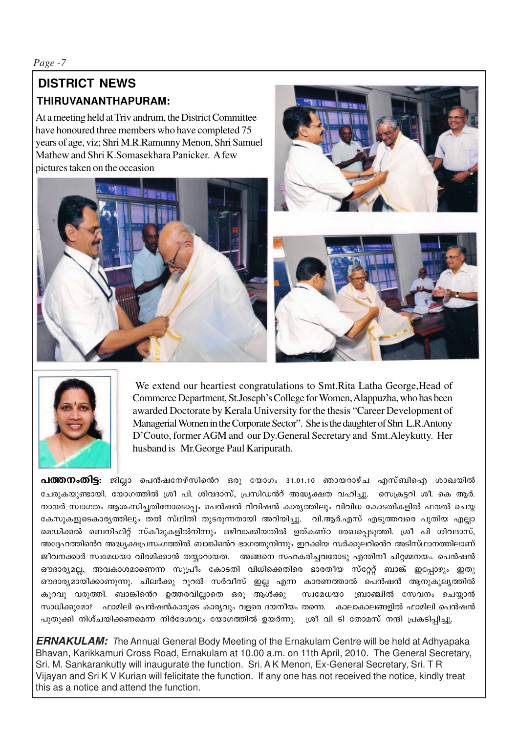# DISTRICT NEWS

## THIRUVANANTHAPURAM:

At a meeting held at Triv andrum, the District Committee have honoured three members who have completed 75 years of age, viz; Shri M.R.Ramunny Menon, Shri Samuel Mathew and Shri K.Somasekhara Panicker. A few pictures taken on the occasion

We extend our heartiest congratulations to Smt.Rita Latha George,Head of Commerce Department, St.Joseph's College for Women, Alappuzha, who has been awarded Doctorate by Kerala University for the thesis "Career Development of Managerial Women in the Corporate Sector". She is the daughter of Shri L.R.Antony D'Couto, former AGM and our Dy.General Secretary and Smt.Aleykutty. Her husband is Mr.George Paul Karipurath.

**പത്തനംതിട്ട:** ജില്ലാ പെൻഷനേഴ്സിൻെറ ഒരു യോഗം 31.01.10 ഞായറാഴ്ച എസ്ബിഐ ശാഖയിൽ ചേരുകയുണ്ടായി. യോഗത്തിൽ ശ്രീ പി. ശിവദാസ്, പ്രസിഡൻറ് അദ്ധ്യക്ഷത വഹിച്ചു. സെക്രട്ടറി ശ്രീ. കെ ആർ. നായർ സ്വാഗതം ആശംസിച്ചതിനോടൊപ്പം പെൻഷൻ റിവിഷൻ കാര്യത്തിലും വിവിധ കോടതികളിൽ ഫയൽ ചെയ്ത കേസുകളുടെകാര്യത്തിലും തൽ സ്ഥിതി തുടരുന്നതായി അറിയിച്ചു. വി.ആർ.എസ് എടുത്തവരെ പുതിയ എല്ലാ മെഡിക്കൽ ബെനിഫിറ്റ് സ്കീമുകളിൽനിന്നും ഒഴിവാക്കിയതിൽ ഉത്കണ്ഠ രേഖപ്പെടുത്തി. ശ്രീ പി ശിവദാസ്, അദ്ദേഹത്തിൻെറ അദ്ധ്യക്ഷപ്രസംഗത്തിൽ ബാങ്കിൻെറ ഭാഗത്തുനിന്നും ഇറക്കിയ സർക്കുലറിൻെറ അടിസ്ഥാനത്തിലാണ് ജീവനക്കാർ സ്വമേധയാ വിരമിക്കാൻ തയ്യാറായത. അങ്ങനെ സഹകരിച്ചവരോടു എന്തിനീ ചിറ്റമ്മനയം. പെൻഷൻ ഔദാര്യമല്ല, അവകാശമാണെന്ന സുപ്രീം കോടതി വിധിക്കെതിരെ ഭാരതീയ സ്റ്റേറ്റ് ബാങ്ക് ഇപ്പോഴും ഇതു ഔദാര്യമായിക്കാണുന്നു. ചിലർക്കു റൂറൽ സർവീസ് ഇല്ല എന്ന കാരണത്താൽ പെൻഷൻ ആനുകൂല്യത്തിൽ കുറവു വരുത്തി. ബാങ്കിൻെറ ഉത്തരവില്ലാതെ ഒരു ആൾക്കു സ്വമേധയാ ബ്രാഞ്ചിൽ സേവനം ചെയ്യാൻ സാധിക്കുമോ? ഫാമിലി പെൻഷൻകാരുടെ കാര്യവും വളരെ ദയനീയം തന്നെ. കാലാകാലങ്ങളിൽ ഫാമിലി പെൻഷൻ പുതുക്കി നിശ്ചയിക്കണമെന്ന നിർദേശവും യോഗത്തിൽ ഉയർന്നു. ശ്രീ വി ടി തോമസ് നന്ദി പ്രകടിപ്പിച്ചു.

***ERNAKULAM:*** The Annual General Body Meeting of the Ernakulam Centre will be held at Adhyapaka Bhavan, Karikkamuri Cross Road, Ernakulam at 10.00 a.m. on 11th April, 2010. The General Secretary, Sri. M. Sankarankutty will inaugurate the function. Sri. A K Menon, Ex-General Secretary, Sri. T R Vijayan and Sri K V Kurian will felicitate the function. If any one has not received the notice, kindly treat this as a notice and attend the function.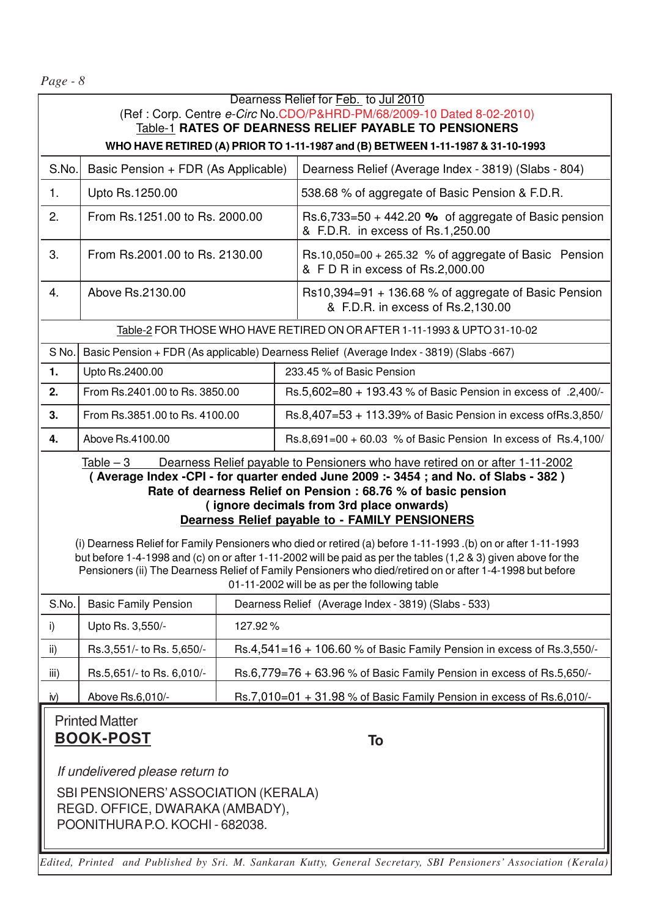Dearness Relief for Feb. to Jul 2010

(Ref : Corp. Centre *e-Circ* No.CDO/P&HRD-PM/68/2009-10 Dated 8-02-2010)

Table-1 **RATES OF DEARNESS RELIEF PAYABLE TO PENSIONERS**

**WHO HAVE RETIRED (A) PRIOR TO 1-11-1987 and (B) BETWEEN 1-11-1987 & 31-10-1993**

| S.No. | Basic Pension + FDR (As Applicable) | Dearness Relief (Average Index - 3819) (Slabs - 804) |
|---|---|---|
| 1. | Upto Rs.1250.00 | 538.68 % of aggregate of Basic Pension & F.D.R. |
| 2. | From Rs.1251.00 to Rs. 2000.00 | Rs.6,733=50 + 442.20 **%** of aggregate of Basic pension & F.D.R. in excess of Rs.1,250.00 |
| 3. | From Rs.2001.00 to Rs. 2130.00 | Rs.10,050=00 + 265.32 % of aggregate of Basic Pension & F D R in excess of Rs.2,000.00 |
| 4. | Above Rs.2130.00 | Rs10,394=91 + 136.68 % of aggregate of Basic Pension & F.D.R. in excess of Rs.2,130.00 |

Table-2 FOR THOSE WHO HAVE RETIRED ON OR AFTER 1-11-1993 & UPTO 31-10-02

| S No. | Basic Pension + FDR (As applicable) | Dearness Relief (Average Index - 3819) (Slabs -667) |
|---|---|---|
| **1.** | Upto Rs.2400.00 | 233.45 % of Basic Pension |
| **2.** | From Rs.2401.00 to Rs. 3850.00 | Rs.5,602=80 + 193.43 % of Basic Pension in excess of .2,400/- |
| **3.** | From Rs.3851.00 to Rs. 4100.00 | Rs.8,407=53 + 113.39% of Basic Pension in excess ofRs.3,850/ |
| **4.** | Above Rs.4100.00 | Rs.8,691=00 + 60.03 % of Basic Pension In excess of Rs.4,100/ |

Table – 3 Dearness Relief payable to Pensioners who have retired on or after 1-11-2002

**( Average Index -CPI - for quarter ended June 2009 :- 3454 ; and No. of Slabs - 382 )**

**Rate of dearness Relief on Pension : 68.76 % of basic pension**

**( ignore decimals from 3rd place onwards)**

**Dearness Relief payable to - FAMILY PENSIONERS**

(i) Dearness Relief for Family Pensioners who died or retired (a) before 1-11-1993 .(b) on or after 1-11-1993 but before 1-4-1998 and (c) on or after 1-11-2002 will be paid as per the tables (1,2 & 3) given above for the Pensioners (ii) The Dearness Relief of Family Pensioners who died/retired on or after 1-4-1998 but before 01-11-2002 will be as per the following table

| S.No. | Basic Family Pension | Dearness Relief (Average Index - 3819) (Slabs - 533) |
|---|---|---|
| i) | Upto Rs. 3,550/- | 127.92 % |
| ii) | Rs.3,551/- to Rs. 5,650/- | Rs.4,541=16 + 106.60 % of Basic Family Pension in excess of Rs.3,550/- |
| iii) | Rs.5,651/- to Rs. 6,010/- | Rs.6,779=76 + 63.96 % of Basic Family Pension in excess of Rs.5,650/- |
| iv) | Above Rs.6,010/- | Rs.7,010=01 + 31.98 % of Basic Family Pension in excess of Rs.6,010/- |

Printed Matter

**BOOK-POST**

**To**

*If undelivered please return to*

SBI PENSIONERS' ASSOCIATION (KERALA)
REGD. OFFICE, DWARAKA (AMBADY),
POONITHURA P.O. KOCHI - 682038.

*Edited, Printed and Published by Sri. M. Sankaran Kutty, General Secretary, SBI Pensioners' Association (Kerala)*